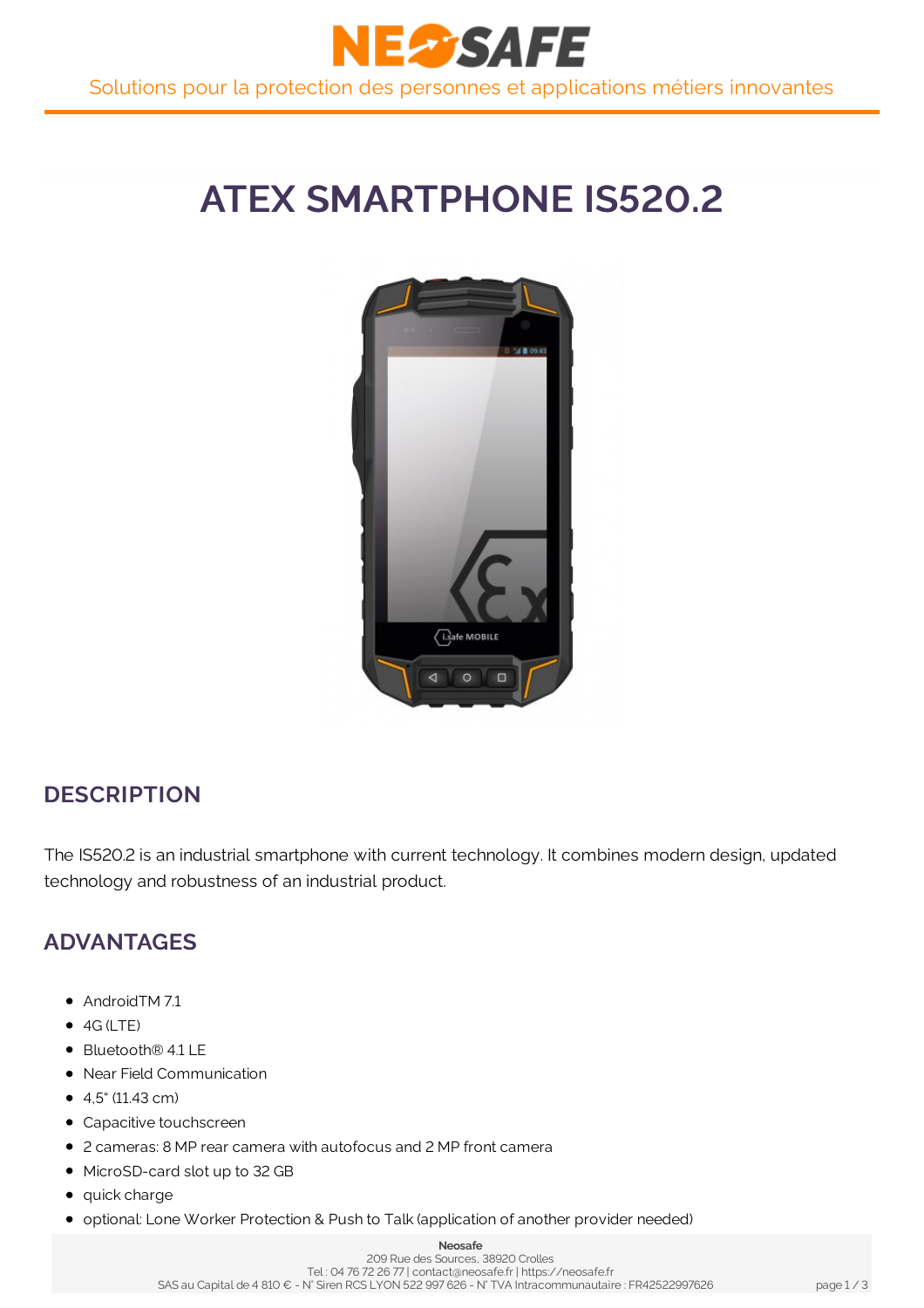# ATEX SMARTPHONE IS520.2

## DESCRIPTION

The IS520.2 is an industrial smartphone with current technology. It combines modern design, updated technology and robustness of an industrial product.

## ADVANTAGES

- AndroidTM 7.1
- 4G (LTE)
- Bluetooth® 4.1 LE
- Near Field Communication
- 4,5" (11.43 cm)
- Capacitive touchscreen
- 2 cameras: 8 MP rear camera with autofocus and 2 MP front camera
- MicroSD-card slot up to 32 GB
- quick charge
- optional: Lone Worker Protection & Push to Talk (application of another provider needed)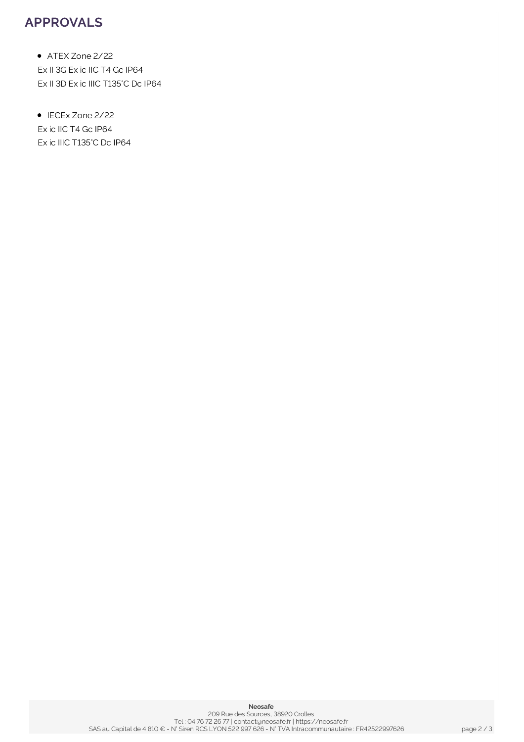## APPROVALS

- ATEX Zone 2/22

Ex II 3G Ex ic IIC T4 Gc IP64
Ex II 3D Ex ic IIIC T135°C Dc IP64

- IECEx Zone 2/22

Ex ic IIC T4 Gc IP64
Ex ic IIIC T135°C Dc IP64

**Neosafe**
209 Rue des Sources, 38920 Crolles
Tel : 04 76 72 26 77 | contact@neosafe.fr | https://neosafe.fr
SAS au Capital de 4 810 € - N° Siren RCS LYON 522 997 626 - N° TVA Intracommunautaire : FR42522997626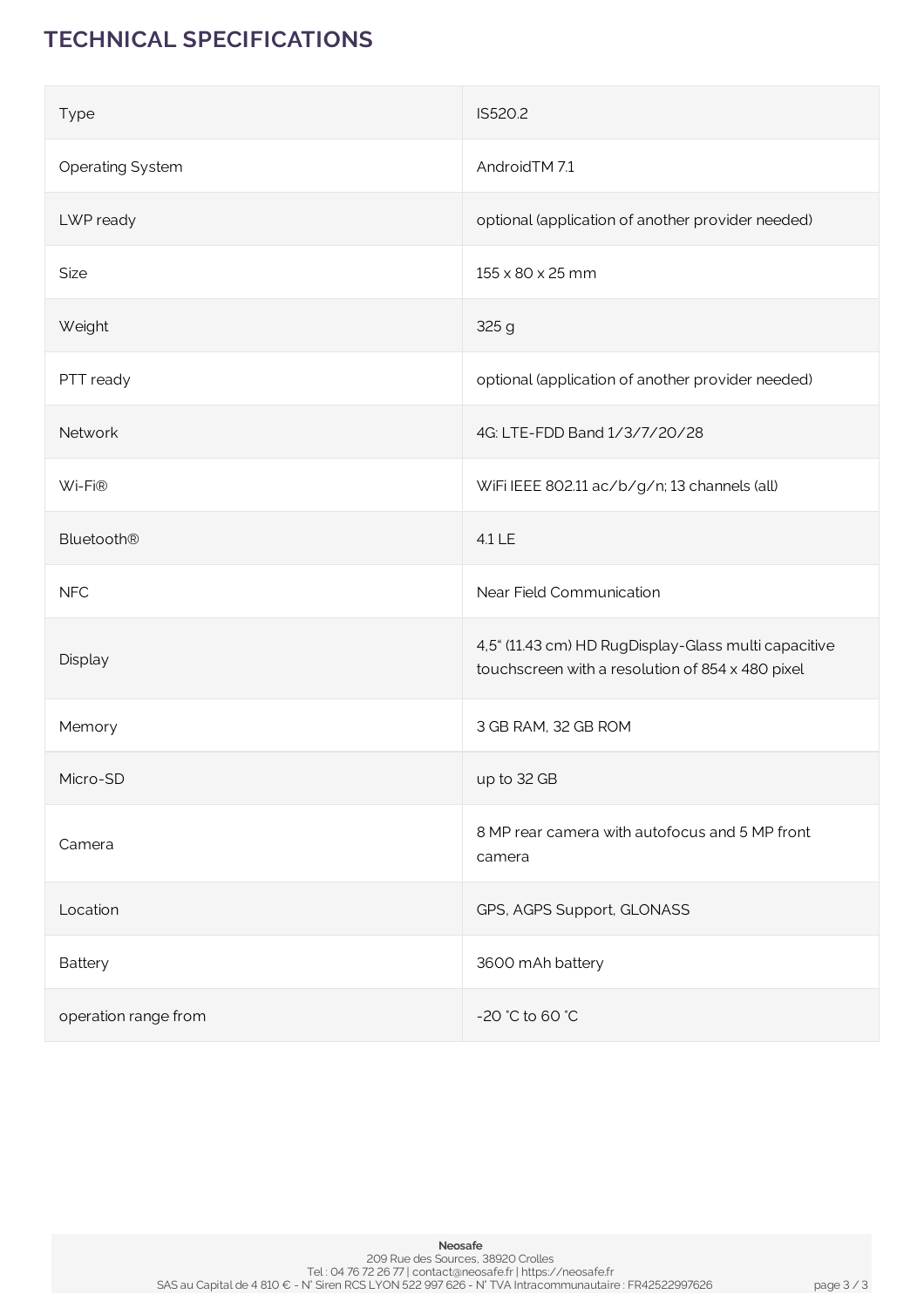## TECHNICAL SPECIFICATIONS

| | |
|---|---|
| Type | IS520.2 |
| Operating System | AndroidTM 7.1 |
| LWP ready | optional (application of another provider needed) |
| Size | 155 x 80 x 25 mm |
| Weight | 325 g |
| PTT ready | optional (application of another provider needed) |
| Network | 4G: LTE-FDD Band 1/3/7/20/28 |
| Wi-Fi® | WiFi IEEE 802.11 ac/b/g/n; 13 channels (all) |
| Bluetooth® | 4.1 LE |
| NFC | Near Field Communication |
| Display | 4,5" (11.43 cm) HD RugDisplay-Glass multi capacitive touchscreen with a resolution of 854 x 480 pixel |
| Memory | 3 GB RAM, 32 GB ROM |
| Micro-SD | up to 32 GB |
| Camera | 8 MP rear camera with autofocus and 5 MP front camera |
| Location | GPS, AGPS Support, GLONASS |
| Battery | 3600 mAh battery |
| operation range from | -20 °C to 60 °C |

**Neosafe**
209 Rue des Sources, 38920 Crolles
Tel : 04 76 72 26 77 | contact@neosafe.fr | https://neosafe.fr
SAS au Capital de 4 810 € - N° Siren RCS LYON 522 997 626 - N° TVA Intracommunautaire : FR42522997626